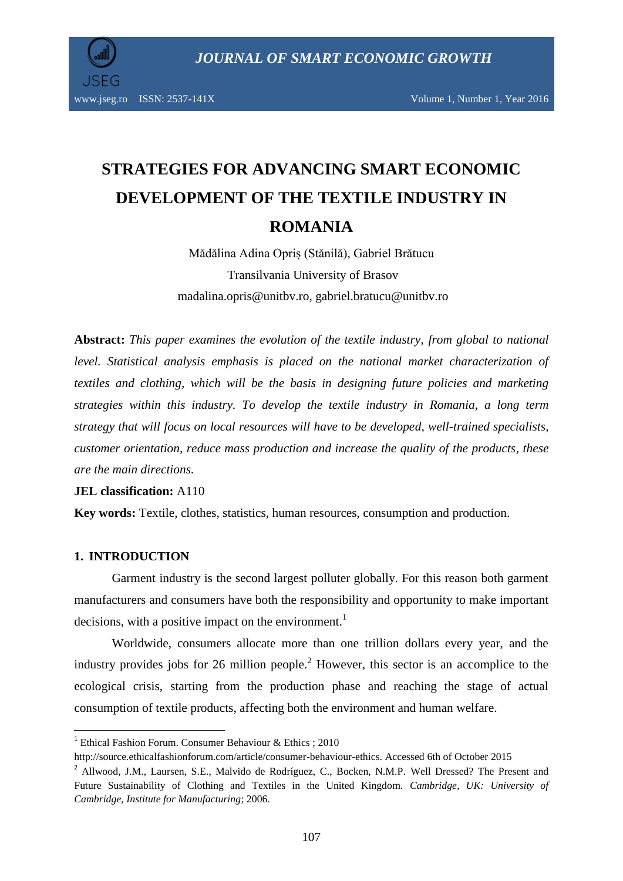# STRATEGIES FOR ADVANCING SMART ECONOMIC DEVELOPMENT OF THE TEXTILE INDUSTRY IN ROMANIA

Mădălina Adina Opriș (Stănilă), Gabriel Brătucu

Transilvania University of Brasov

madalina.opris@unitbv.ro, gabriel.bratucu@unitbv.ro

**Abstract:** *This paper examines the evolution of the textile industry, from global to national level. Statistical analysis emphasis is placed on the national market characterization of textiles and clothing, which will be the basis in designing future policies and marketing strategies within this industry. To develop the textile industry in Romania, a long term strategy that will focus on local resources will have to be developed, well-trained specialists, customer orientation, reduce mass production and increase the quality of the products, these are the main directions.*

**JEL classification:** A110

**Key words:** Textile, clothes, statistics, human resources, consumption and production.

## 1. INTRODUCTION

Garment industry is the second largest polluter globally. For this reason both garment manufacturers and consumers have both the responsibility and opportunity to make important decisions, with a positive impact on the environment.[1]

Worldwide, consumers allocate more than one trillion dollars every year, and the industry provides jobs for 26 million people.[2] However, this sector is an accomplice to the ecological crisis, starting from the production phase and reaching the stage of actual consumption of textile products, affecting both the environment and human welfare.

---

[1] Ethical Fashion Forum. Consumer Behaviour & Ethics ; 2010 http://source.ethicalfashionforum.com/article/consumer-behaviour-ethics. Accessed 6th of October 2015

[2] Allwood, J.M., Laursen, S.E., Malvido de Rodríguez, C., Bocken, N.M.P. Well Dressed? The Present and Future Sustainability of Clothing and Textiles in the United Kingdom. *Cambridge, UK: University of Cambridge, Institute for Manufacturing*; 2006.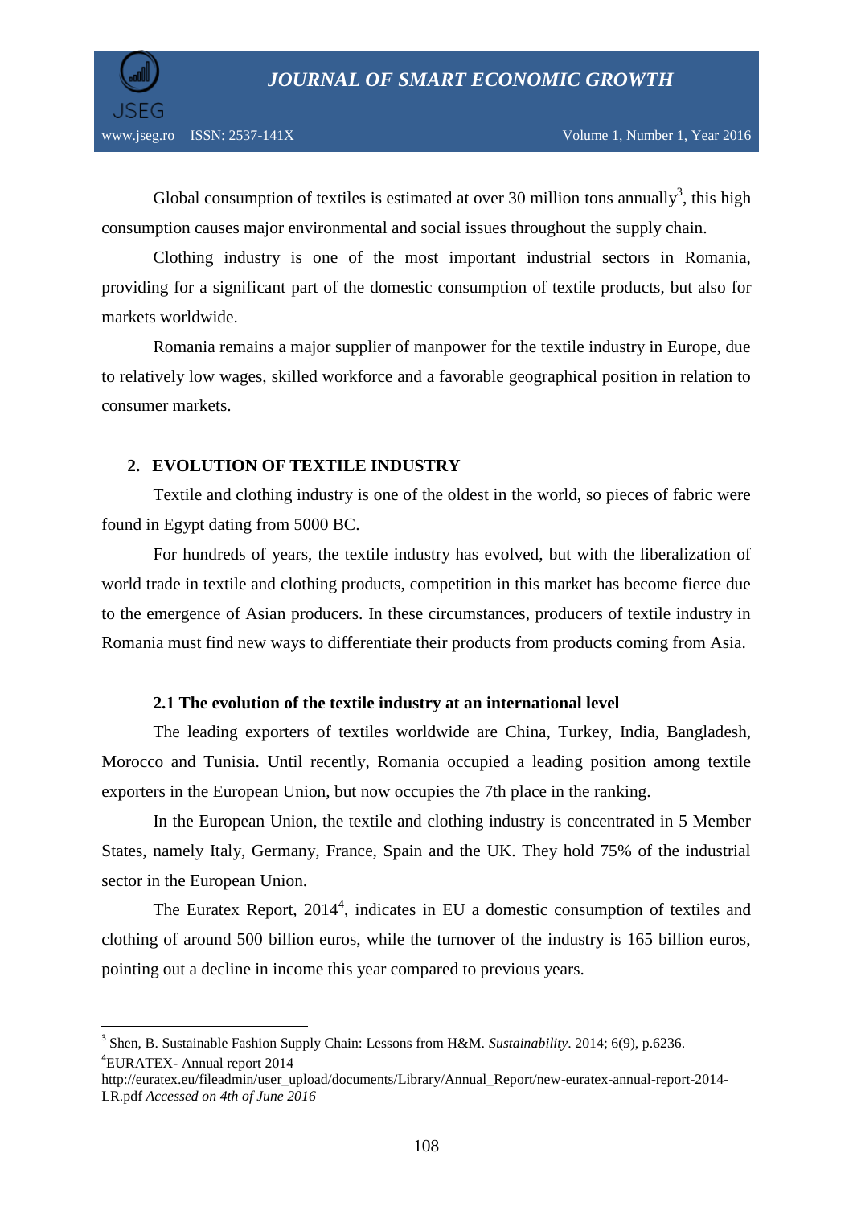Global consumption of textiles is estimated at over 30 million tons annually[3], this high consumption causes major environmental and social issues throughout the supply chain.

Clothing industry is one of the most important industrial sectors in Romania, providing for a significant part of the domestic consumption of textile products, but also for markets worldwide.

Romania remains a major supplier of manpower for the textile industry in Europe, due to relatively low wages, skilled workforce and a favorable geographical position in relation to consumer markets.

## 2. EVOLUTION OF TEXTILE INDUSTRY

Textile and clothing industry is one of the oldest in the world, so pieces of fabric were found in Egypt dating from 5000 BC.

For hundreds of years, the textile industry has evolved, but with the liberalization of world trade in textile and clothing products, competition in this market has become fierce due to the emergence of Asian producers. In these circumstances, producers of textile industry in Romania must find new ways to differentiate their products from products coming from Asia.

### 2.1 The evolution of the textile industry at an international level

The leading exporters of textiles worldwide are China, Turkey, India, Bangladesh, Morocco and Tunisia. Until recently, Romania occupied a leading position among textile exporters in the European Union, but now occupies the 7th place in the ranking.

In the European Union, the textile and clothing industry is concentrated in 5 Member States, namely Italy, Germany, France, Spain and the UK. They hold 75% of the industrial sector in the European Union.

The Euratex Report, 2014[4], indicates in EU a domestic consumption of textiles and clothing of around 500 billion euros, while the turnover of the industry is 165 billion euros, pointing out a decline in income this year compared to previous years.

---

[3] Shen, B. Sustainable Fashion Supply Chain: Lessons from H&M. *Sustainability*. 2014; 6(9), p.6236.

[4] EURATEX- Annual report 2014 http://euratex.eu/fileadmin/user_upload/documents/Library/Annual_Report/new-euratex-annual-report-2014-LR.pdf *Accessed on 4th of June 2016*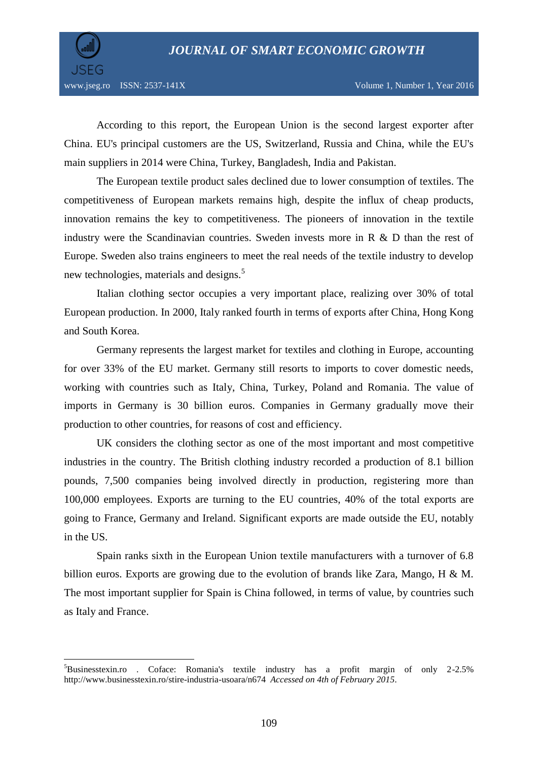According to this report, the European Union is the second largest exporter after China. EU's principal customers are the US, Switzerland, Russia and China, while the EU's main suppliers in 2014 were China, Turkey, Bangladesh, India and Pakistan.

The European textile product sales declined due to lower consumption of textiles. The competitiveness of European markets remains high, despite the influx of cheap products, innovation remains the key to competitiveness. The pioneers of innovation in the textile industry were the Scandinavian countries. Sweden invests more in R & D than the rest of Europe. Sweden also trains engineers to meet the real needs of the textile industry to develop new technologies, materials and designs.[5]

Italian clothing sector occupies a very important place, realizing over 30% of total European production. In 2000, Italy ranked fourth in terms of exports after China, Hong Kong and South Korea.

Germany represents the largest market for textiles and clothing in Europe, accounting for over 33% of the EU market. Germany still resorts to imports to cover domestic needs, working with countries such as Italy, China, Turkey, Poland and Romania. The value of imports in Germany is 30 billion euros. Companies in Germany gradually move their production to other countries, for reasons of cost and efficiency.

UK considers the clothing sector as one of the most important and most competitive industries in the country. The British clothing industry recorded a production of 8.1 billion pounds, 7,500 companies being involved directly in production, registering more than 100,000 employees. Exports are turning to the EU countries, 40% of the total exports are going to France, Germany and Ireland. Significant exports are made outside the EU, notably in the US.

Spain ranks sixth in the European Union textile manufacturers with a turnover of 6.8 billion euros. Exports are growing due to the evolution of brands like Zara, Mango, H & M. The most important supplier for Spain is China followed, in terms of value, by countries such as Italy and France.

---

[5] Businesstexin.ro . Coface: Romania's textile industry has a profit margin of only 2-2.5% http://www.businesstexin.ro/stire-industria-usoara/n674 *Accessed on 4th of February 2015*.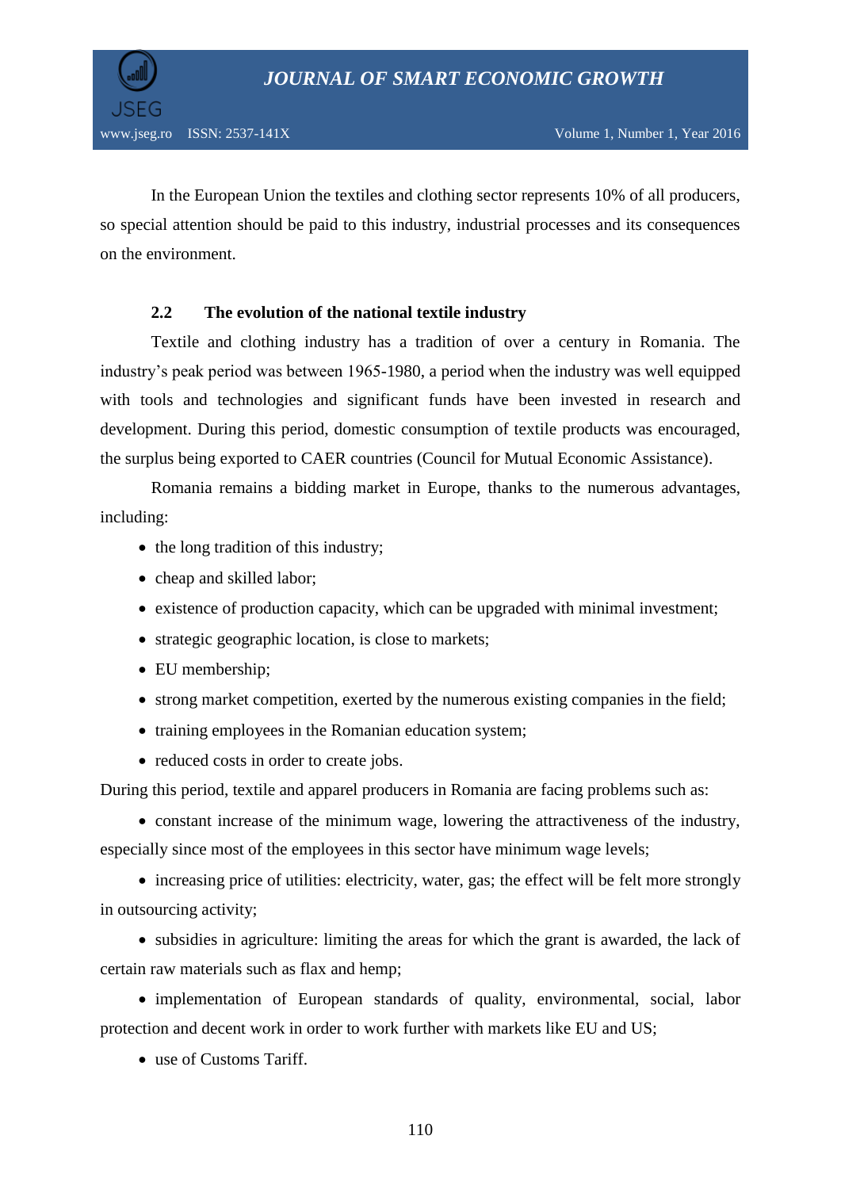In the European Union the textiles and clothing sector represents 10% of all producers, so special attention should be paid to this industry, industrial processes and its consequences on the environment.

### 2.2 The evolution of the national textile industry

Textile and clothing industry has a tradition of over a century in Romania. The industry's peak period was between 1965-1980, a period when the industry was well equipped with tools and technologies and significant funds have been invested in research and development. During this period, domestic consumption of textile products was encouraged, the surplus being exported to CAER countries (Council for Mutual Economic Assistance).

Romania remains a bidding market in Europe, thanks to the numerous advantages, including:

- the long tradition of this industry;
- cheap and skilled labor;
- existence of production capacity, which can be upgraded with minimal investment;
- strategic geographic location, is close to markets;
- EU membership;
- strong market competition, exerted by the numerous existing companies in the field;
- training employees in the Romanian education system;
- reduced costs in order to create jobs.

During this period, textile and apparel producers in Romania are facing problems such as:

- constant increase of the minimum wage, lowering the attractiveness of the industry, especially since most of the employees in this sector have minimum wage levels;
- increasing price of utilities: electricity, water, gas; the effect will be felt more strongly in outsourcing activity;
- subsidies in agriculture: limiting the areas for which the grant is awarded, the lack of certain raw materials such as flax and hemp;
- implementation of European standards of quality, environmental, social, labor protection and decent work in order to work further with markets like EU and US;
- use of Customs Tariff.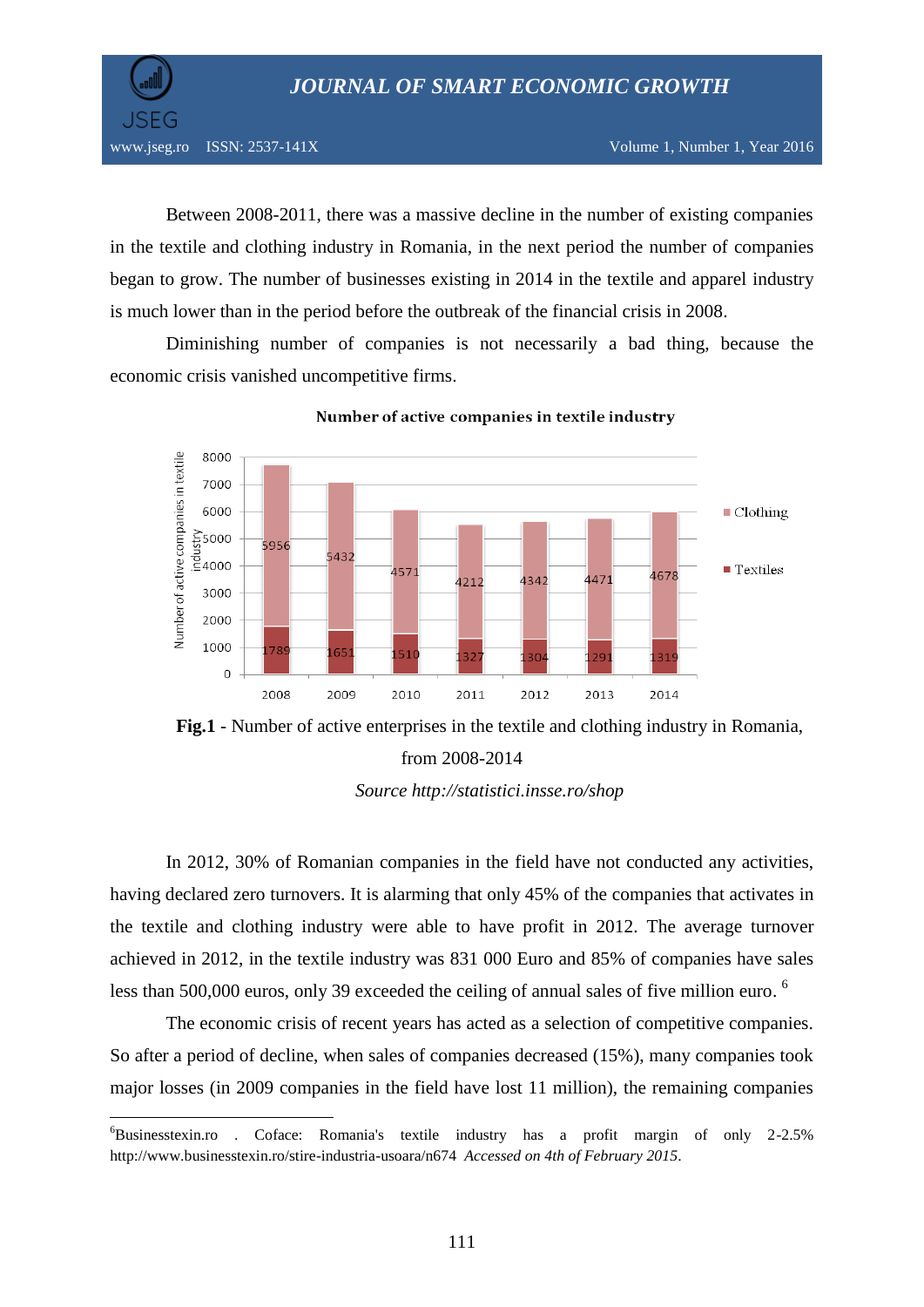Between 2008-2011, there was a massive decline in the number of existing companies in the textile and clothing industry in Romania, in the next period the number of companies began to grow. The number of businesses existing in 2014 in the textile and apparel industry is much lower than in the period before the outbreak of the financial crisis in 2008.

Diminishing number of companies is not necessarily a bad thing, because the economic crisis vanished uncompetitive firms.

**Number of active companies in textile industry**

| Year | Textiles | Clothing |
|---|---|---|
| 2008 | 1789 | 5956 |
| 2009 | 1651 | 5432 |
| 2010 | 1510 | 4571 |
| 2011 | 1327 | 4212 |
| 2012 | 1304 | 4342 |
| 2013 | 1291 | 4471 |
| 2014 | 1319 | 4678 |

**Fig.1** - Number of active enterprises in the textile and clothing industry in Romania, from 2008-2014

*Source http://statistici.insse.ro/shop*

In 2012, 30% of Romanian companies in the field have not conducted any activities, having declared zero turnovers. It is alarming that only 45% of the companies that activates in the textile and clothing industry were able to have profit in 2012. The average turnover achieved in 2012, in the textile industry was 831 000 Euro and 85% of companies have sales less than 500,000 euros, only 39 exceeded the ceiling of annual sales of five million euro. [6]

The economic crisis of recent years has acted as a selection of competitive companies. So after a period of decline, when sales of companies decreased (15%), many companies took major losses (in 2009 companies in the field have lost 11 million), the remaining companies

---

[6] Businesstexin.ro . Coface: Romania's textile industry has a profit margin of only 2-2.5% http://www.businesstexin.ro/stire-industria-usoara/n674 *Accessed on 4th of February 2015.*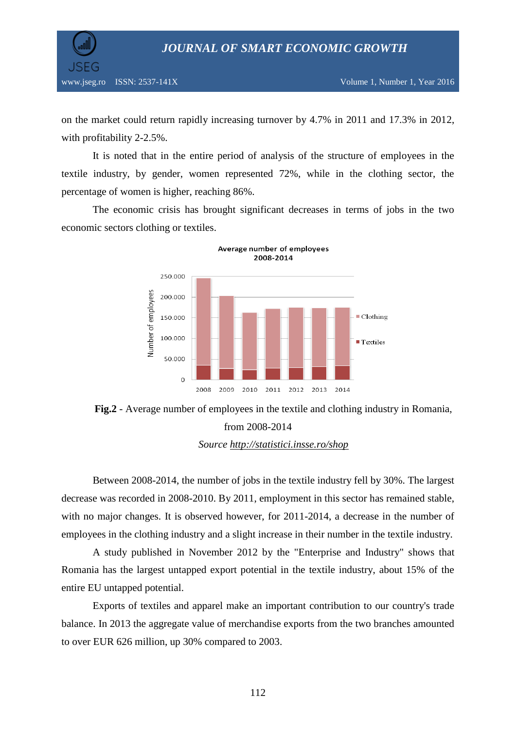on the market could return rapidly increasing turnover by 4.7% in 2011 and 17.3% in 2012, with profitability 2-2.5%.

It is noted that in the entire period of analysis of the structure of employees in the textile industry, by gender, women represented 72%, while in the clothing sector, the percentage of women is higher, reaching 86%.

The economic crisis has brought significant decreases in terms of jobs in the two economic sectors clothing or textiles.

**Fig.2** - Average number of employees in the textile and clothing industry in Romania, from 2008-2014

*Source http://statistici.insse.ro/shop*

Between 2008-2014, the number of jobs in the textile industry fell by 30%. The largest decrease was recorded in 2008-2010. By 2011, employment in this sector has remained stable, with no major changes. It is observed however, for 2011-2014, a decrease in the number of employees in the clothing industry and a slight increase in their number in the textile industry.

A study published in November 2012 by the "Enterprise and Industry" shows that Romania has the largest untapped export potential in the textile industry, about 15% of the entire EU untapped potential.

Exports of textiles and apparel make an important contribution to our country's trade balance. In 2013 the aggregate value of merchandise exports from the two branches amounted to over EUR 626 million, up 30% compared to 2003.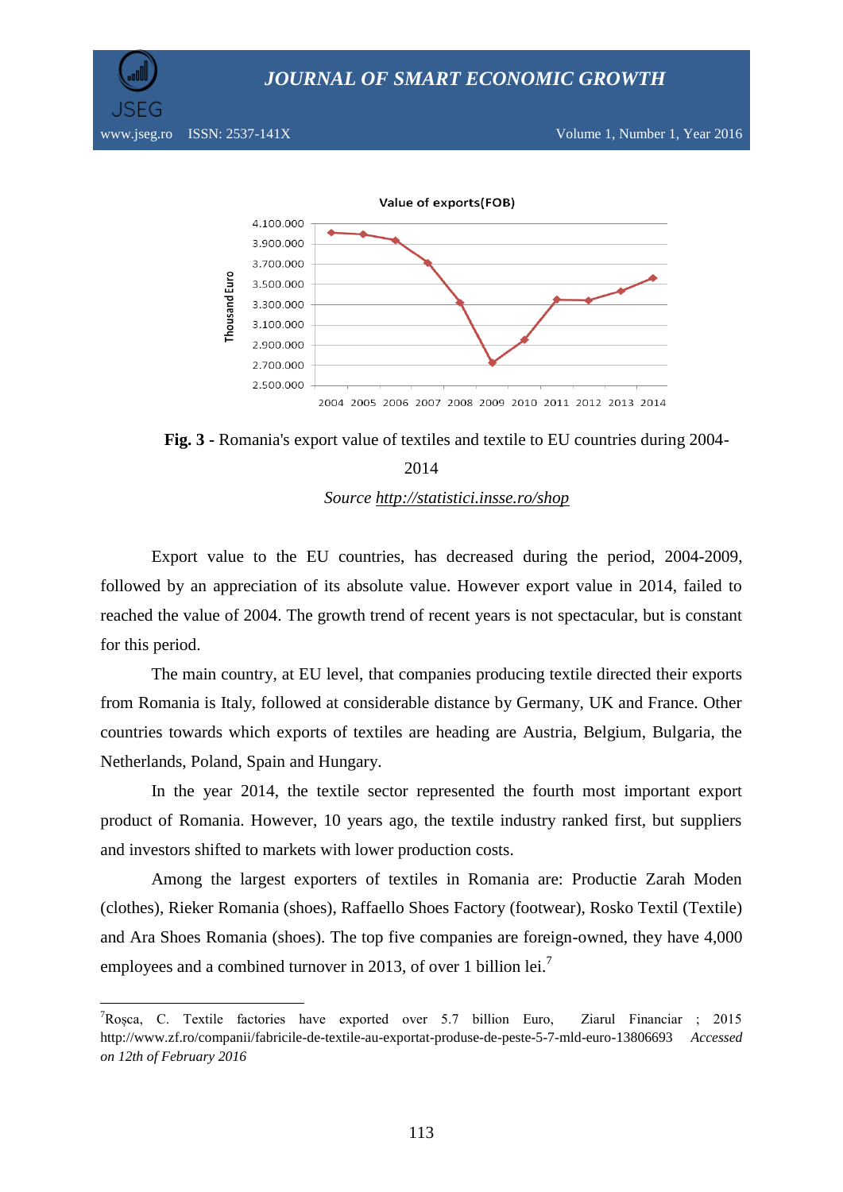Value of exports(FOB)

**Fig. 3 -** Romania's export value of textiles and textile to EU countries during 2004-2014

*Source http://statistici.insse.ro/shop*

Export value to the EU countries, has decreased during the period, 2004-2009, followed by an appreciation of its absolute value. However export value in 2014, failed to reached the value of 2004. The growth trend of recent years is not spectacular, but is constant for this period.

The main country, at EU level, that companies producing textile directed their exports from Romania is Italy, followed at considerable distance by Germany, UK and France. Other countries towards which exports of textiles are heading are Austria, Belgium, Bulgaria, the Netherlands, Poland, Spain and Hungary.

In the year 2014, the textile sector represented the fourth most important export product of Romania. However, 10 years ago, the textile industry ranked first, but suppliers and investors shifted to markets with lower production costs.

Among the largest exporters of textiles in Romania are: Productie Zarah Moden (clothes), Rieker Romania (shoes), Raffaello Shoes Factory (footwear), Rosko Textil (Textile) and Ara Shoes Romania (shoes). The top five companies are foreign-owned, they have 4,000 employees and a combined turnover in 2013, of over 1 billion lei.[7]

---

[7]Roșca, C. Textile factories have exported over 5.7 billion Euro, Ziarul Financiar ; 2015 http://www.zf.ro/companii/fabricile-de-textile-au-exportat-produse-de-peste-5-7-mld-euro-13806693 *Accessed on 12th of February 2016*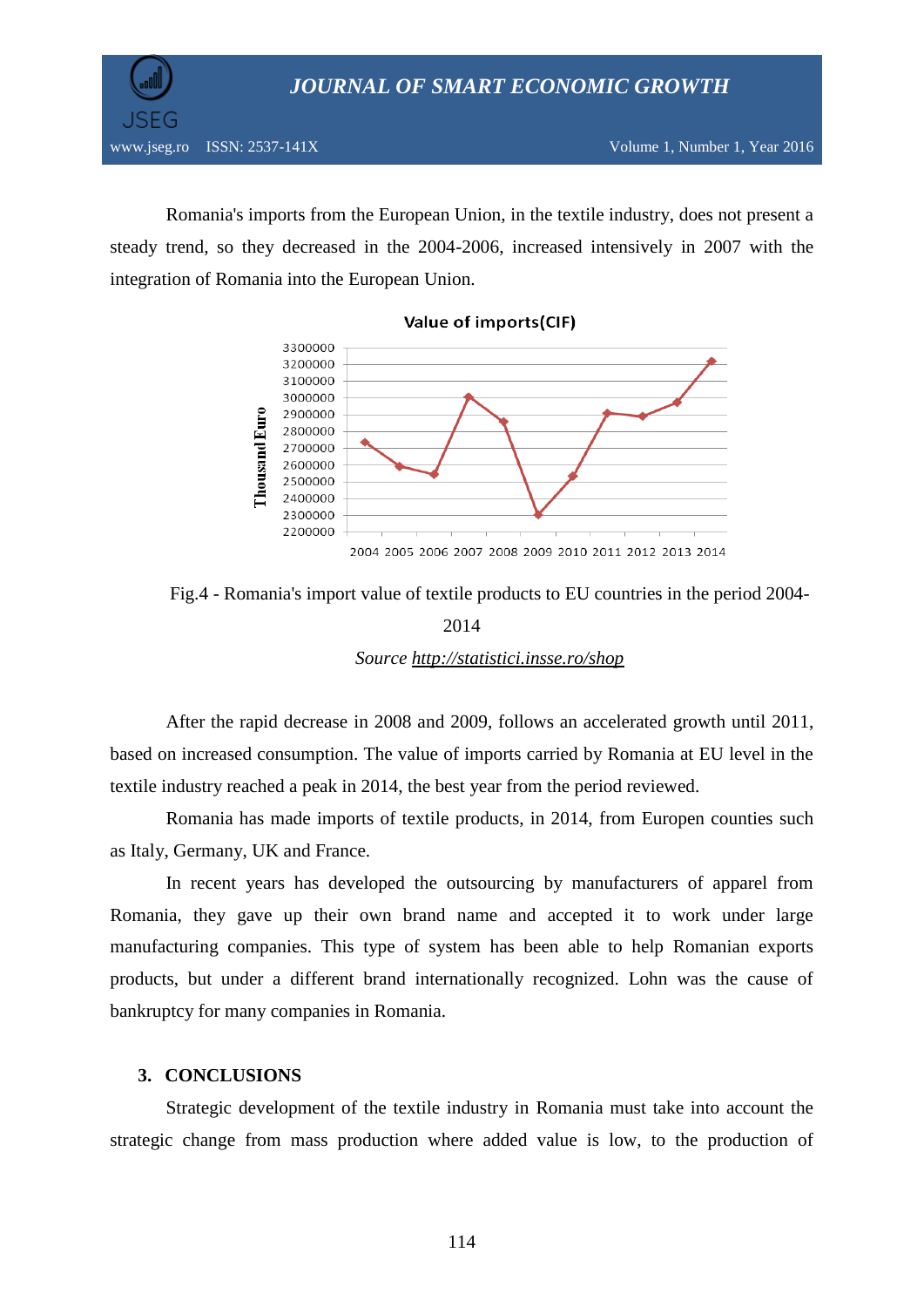Romania's imports from the European Union, in the textile industry, does not present a steady trend, so they decreased in the 2004-2006, increased intensively in 2007 with the integration of Romania into the European Union.

Fig.4 - Romania's import value of textile products to EU countries in the period 2004-2014

*Source* *[http://statistici.insse.ro/shop](http://statistici.insse.ro/shop)*

After the rapid decrease in 2008 and 2009, follows an accelerated growth until 2011, based on increased consumption. The value of imports carried by Romania at EU level in the textile industry reached a peak in 2014, the best year from the period reviewed.

Romania has made imports of textile products, in 2014, from Europen counties such as Italy, Germany, UK and France.

In recent years has developed the outsourcing by manufacturers of apparel from Romania, they gave up their own brand name and accepted it to work under large manufacturing companies. This type of system has been able to help Romanian exports products, but under a different brand internationally recognized. Lohn was the cause of bankruptcy for many companies in Romania.

## 3. CONCLUSIONS

Strategic development of the textile industry in Romania must take into account the strategic change from mass production where added value is low, to the production of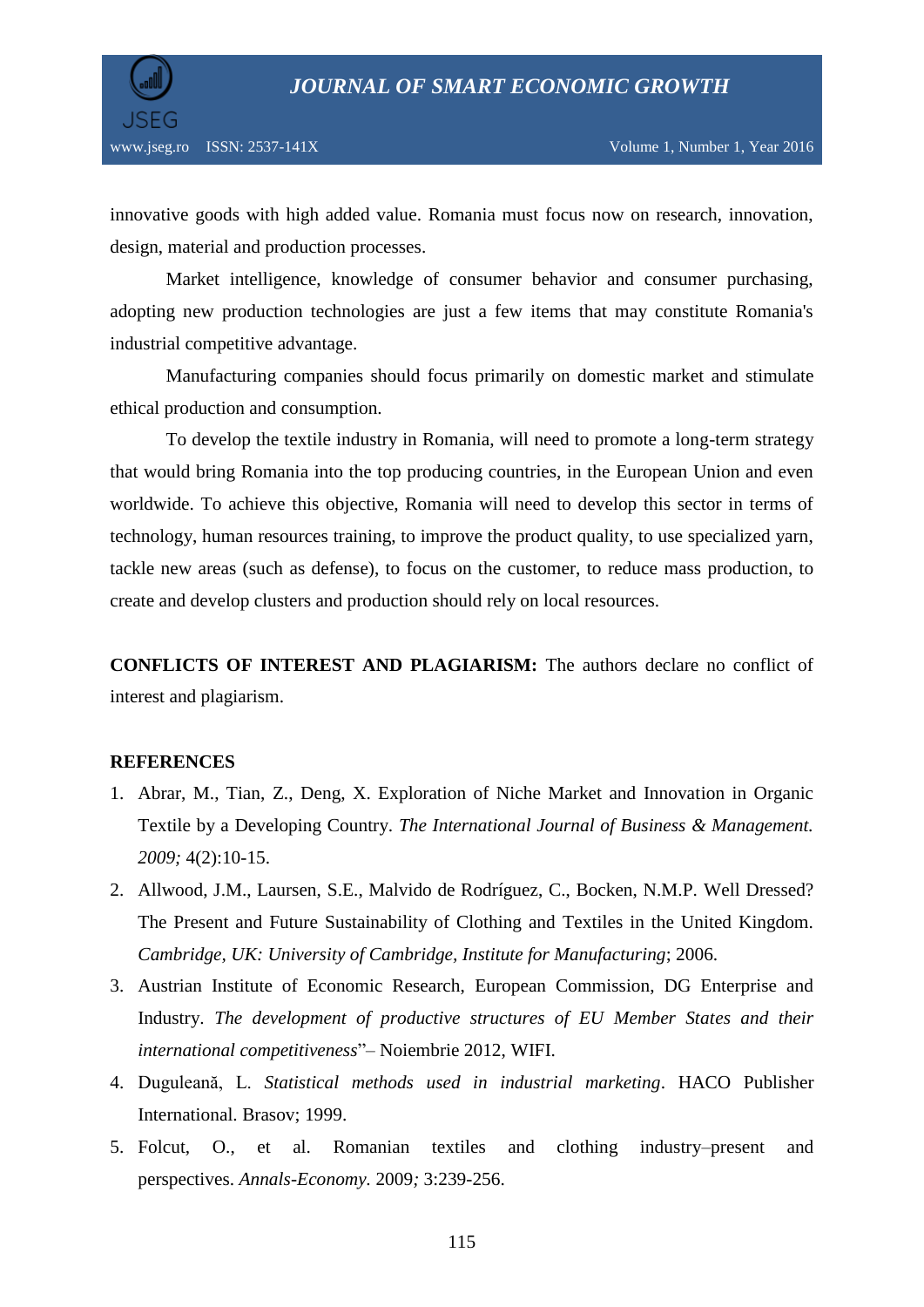innovative goods with high added value. Romania must focus now on research, innovation, design, material and production processes.

Market intelligence, knowledge of consumer behavior and consumer purchasing, adopting new production technologies are just a few items that may constitute Romania's industrial competitive advantage.

Manufacturing companies should focus primarily on domestic market and stimulate ethical production and consumption.

To develop the textile industry in Romania, will need to promote a long-term strategy that would bring Romania into the top producing countries, in the European Union and even worldwide. To achieve this objective, Romania will need to develop this sector in terms of technology, human resources training, to improve the product quality, to use specialized yarn, tackle new areas (such as defense), to focus on the customer, to reduce mass production, to create and develop clusters and production should rely on local resources.

**CONFLICTS OF INTEREST AND PLAGIARISM:** The authors declare no conflict of interest and plagiarism.

## REFERENCES

1. Abrar, M., Tian, Z., Deng, X. Exploration of Niche Market and Innovation in Organic Textile by a Developing Country. *The International Journal of Business & Management. 2009;* 4(2):10-15.
2. Allwood, J.M., Laursen, S.E., Malvido de Rodríguez, C., Bocken, N.M.P. Well Dressed? The Present and Future Sustainability of Clothing and Textiles in the United Kingdom. *Cambridge, UK: University of Cambridge, Institute for Manufacturing*; 2006.
3. Austrian Institute of Economic Research, European Commission, DG Enterprise and Industry. *The development of productive structures of EU Member States and their international competitiveness*"– Noiembrie 2012, WIFI.
4. Duguleană, L. *Statistical methods used in industrial marketing*. HACO Publisher International. Brasov; 1999.
5. Folcut, O., et al. Romanian textiles and clothing industry–present and perspectives. *Annals-Economy.* 2009*;* 3:239-256.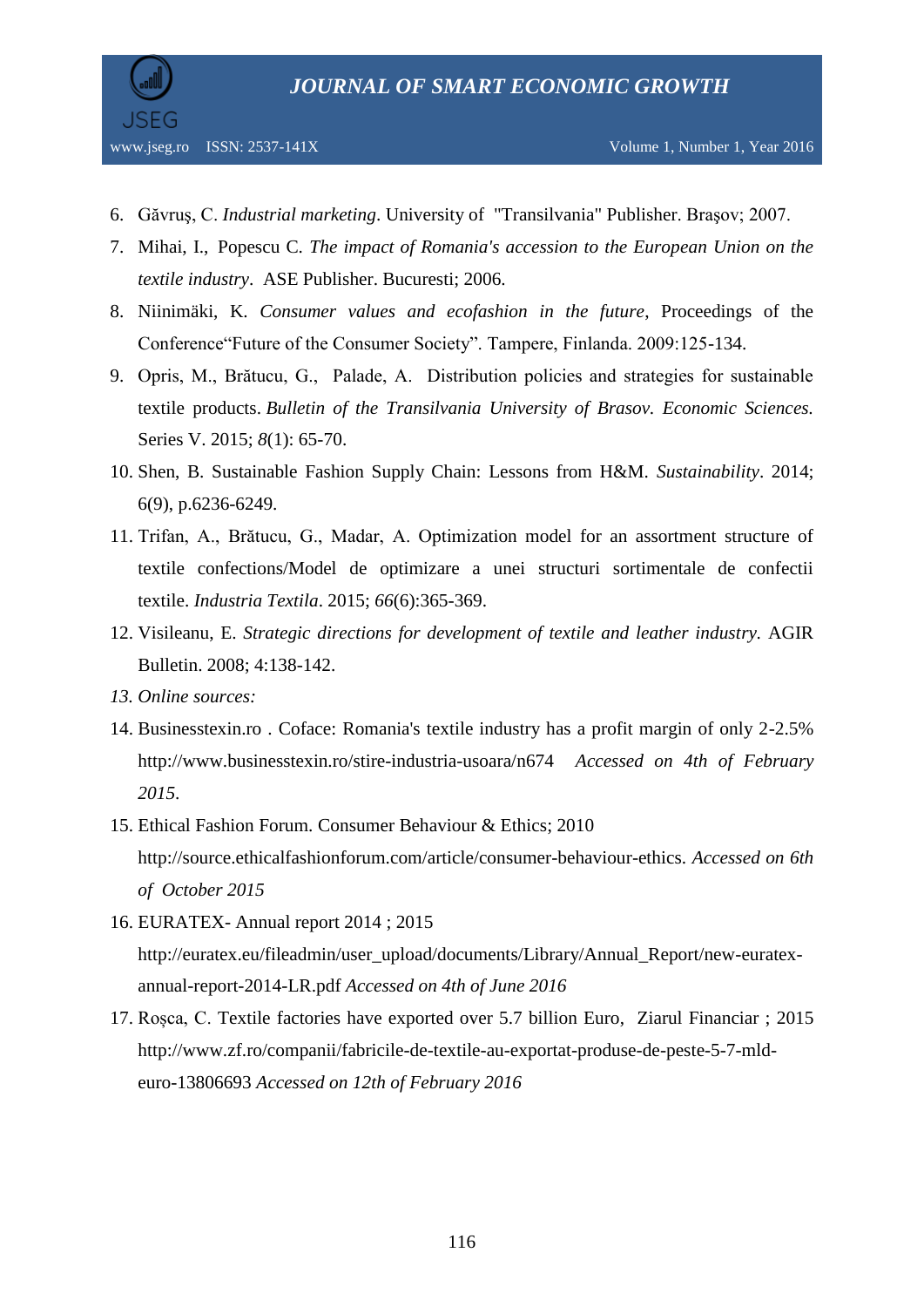6. Găvruş, C. *Industrial marketing*. University of "Transilvania" Publisher. Braşov; 2007.
7. Mihai, I., Popescu C. *The impact of Romania's accession to the European Union on the textile industry*. ASE Publisher. Bucuresti; 2006.
8. Niinimäki, K. *Consumer values and ecofashion in the future*, Proceedings of the Conference"Future of the Consumer Society". Tampere, Finlanda. 2009:125-134.
9. Opris, M., Brătucu, G., Palade, A. Distribution policies and strategies for sustainable textile products. *Bulletin of the Transilvania University of Brasov. Economic Sciences.* Series V. 2015; *8*(1): 65-70.
10. Shen, B. Sustainable Fashion Supply Chain: Lessons from H&M. *Sustainability*. 2014; 6(9), p.6236-6249.
11. Trifan, A., Brătucu, G., Madar, A. Optimization model for an assortment structure of textile confections/Model de optimizare a unei structuri sortimentale de confectii textile. *Industria Textila*. 2015; *66*(6):365-369.
12. Visileanu, E. *Strategic directions for development of textile and leather industry*. AGIR Bulletin. 2008; 4:138-142.
13. *Online sources:*
14. Businesstexin.ro . Coface: Romania's textile industry has a profit margin of only 2-2.5% http://www.businesstexin.ro/stire-industria-usoara/n674 *Accessed on 4th of February 2015*.
15. Ethical Fashion Forum. Consumer Behaviour & Ethics; 2010 http://source.ethicalfashionforum.com/article/consumer-behaviour-ethics. *Accessed on 6th of October 2015*
16. EURATEX- Annual report 2014 ; 2015 http://euratex.eu/fileadmin/user_upload/documents/Library/Annual_Report/new-euratex-annual-report-2014-LR.pdf *Accessed on 4th of June 2016*
17. Roşca, C. Textile factories have exported over 5.7 billion Euro, Ziarul Financiar ; 2015 http://www.zf.ro/companii/fabricile-de-textile-au-exportat-produse-de-peste-5-7-mld-euro-13806693 *Accessed on 12th of February 2016*